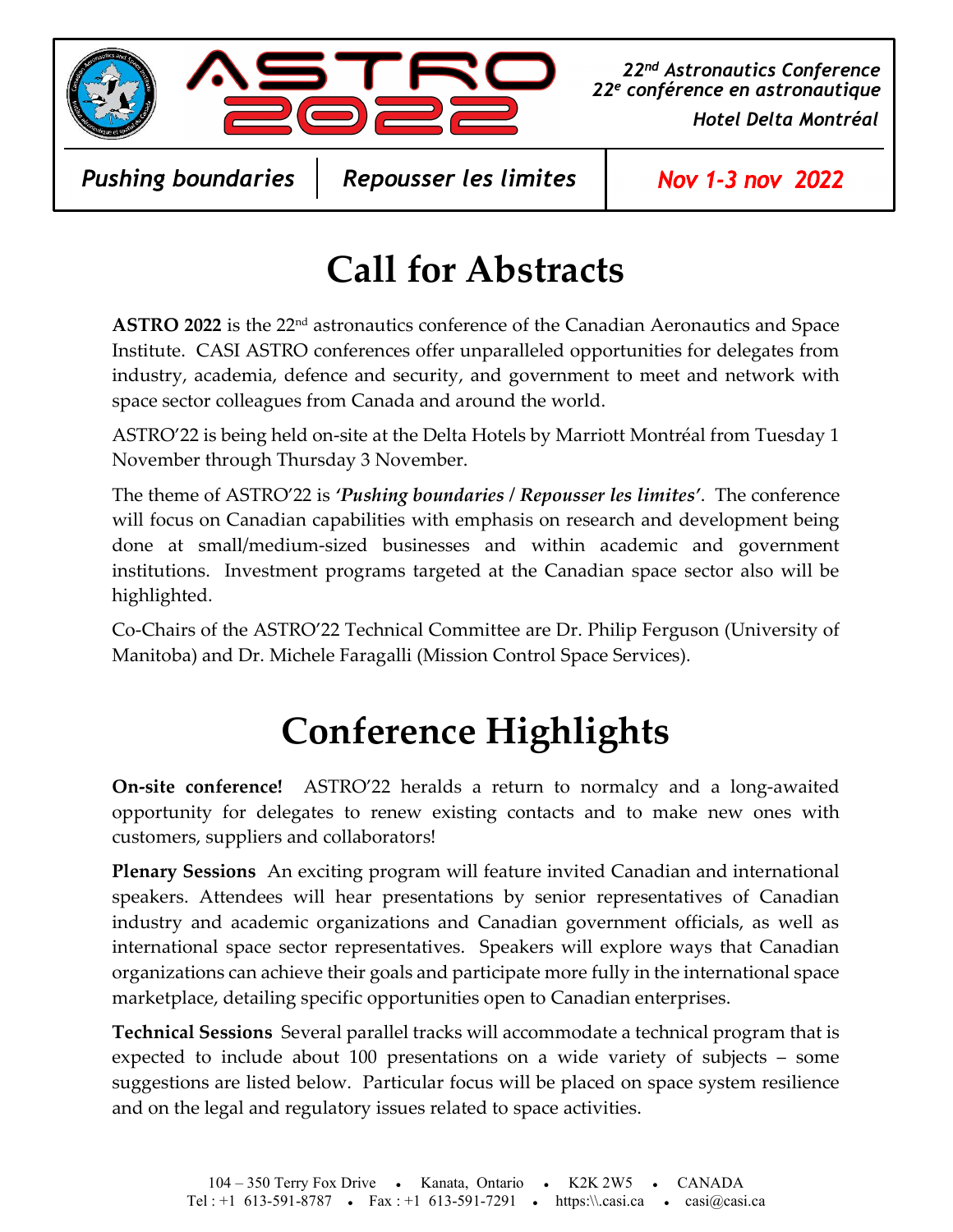# ASTRO 2022

***22nd Astronautics Conference***
***22e conférence en astronautique***
***Hotel Delta Montréal***

| *Pushing boundaries* | *Repousser les limites* | *Nov 1-3 nov 2022* |
|---|---|---|

# Call for Abstracts

**ASTRO 2022** is the 22nd astronautics conference of the Canadian Aeronautics and Space Institute. CASI ASTRO conferences offer unparalleled opportunities for delegates from industry, academia, defence and security, and government to meet and network with space sector colleagues from Canada and around the world.

ASTRO'22 is being held on-site at the Delta Hotels by Marriott Montréal from Tuesday 1 November through Thursday 3 November.

The theme of ASTRO'22 is ***'Pushing boundaries / Repousser les limites'***. The conference will focus on Canadian capabilities with emphasis on research and development being done at small/medium-sized businesses and within academic and government institutions. Investment programs targeted at the Canadian space sector also will be highlighted.

Co-Chairs of the ASTRO'22 Technical Committee are Dr. Philip Ferguson (University of Manitoba) and Dr. Michele Faragalli (Mission Control Space Services).

# Conference Highlights

**On-site conference!** ASTRO'22 heralds a return to normalcy and a long-awaited opportunity for delegates to renew existing contacts and to make new ones with customers, suppliers and collaborators!

**Plenary Sessions** An exciting program will feature invited Canadian and international speakers. Attendees will hear presentations by senior representatives of Canadian industry and academic organizations and Canadian government officials, as well as international space sector representatives. Speakers will explore ways that Canadian organizations can achieve their goals and participate more fully in the international space marketplace, detailing specific opportunities open to Canadian enterprises.

**Technical Sessions** Several parallel tracks will accommodate a technical program that is expected to include about 100 presentations on a wide variety of subjects – some suggestions are listed below. Particular focus will be placed on space system resilience and on the legal and regulatory issues related to space activities.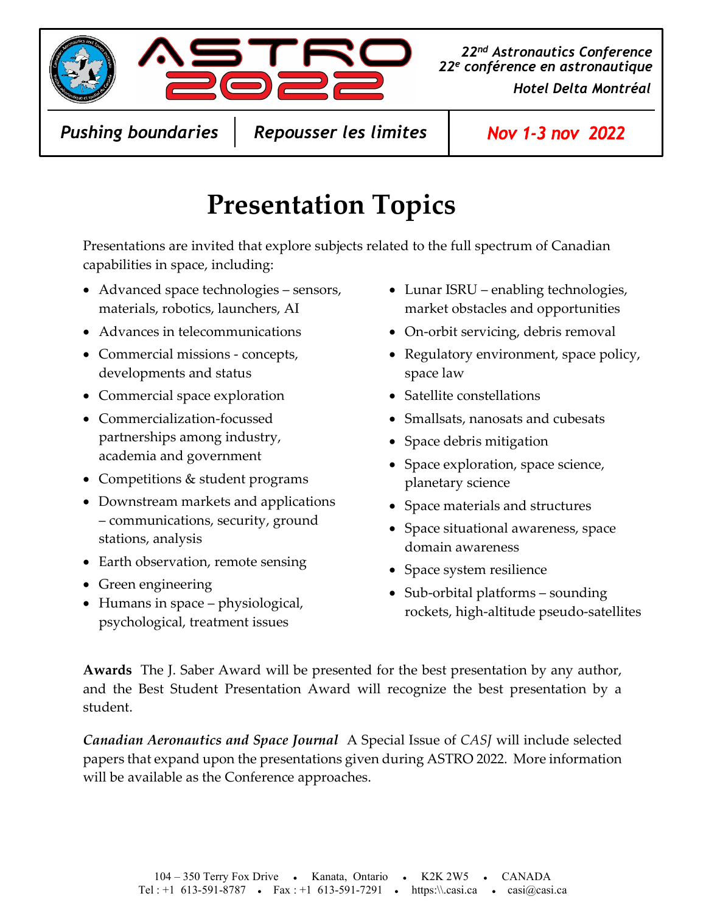# Presentation Topics

Presentations are invited that explore subjects related to the full spectrum of Canadian capabilities in space, including:

- Advanced space technologies – sensors, materials, robotics, launchers, AI
- Advances in telecommunications
- Commercial missions - concepts, developments and status
- Commercial space exploration
- Commercialization-focussed partnerships among industry, academia and government
- Competitions & student programs
- Downstream markets and applications – communications, security, ground stations, analysis
- Earth observation, remote sensing
- Green engineering
- Humans in space – physiological, psychological, treatment issues
- Lunar ISRU – enabling technologies, market obstacles and opportunities
- On-orbit servicing, debris removal
- Regulatory environment, space policy, space law
- Satellite constellations
- Smallsats, nanosats and cubesats
- Space debris mitigation
- Space exploration, space science, planetary science
- Space materials and structures
- Space situational awareness, space domain awareness
- Space system resilience
- Sub-orbital platforms – sounding rockets, high-altitude pseudo-satellites

**Awards** The J. Saber Award will be presented for the best presentation by any author, and the Best Student Presentation Award will recognize the best presentation by a student.

***Canadian Aeronautics and Space Journal*** A Special Issue of *CASJ* will include selected papers that expand upon the presentations given during ASTRO 2022. More information will be available as the Conference approaches.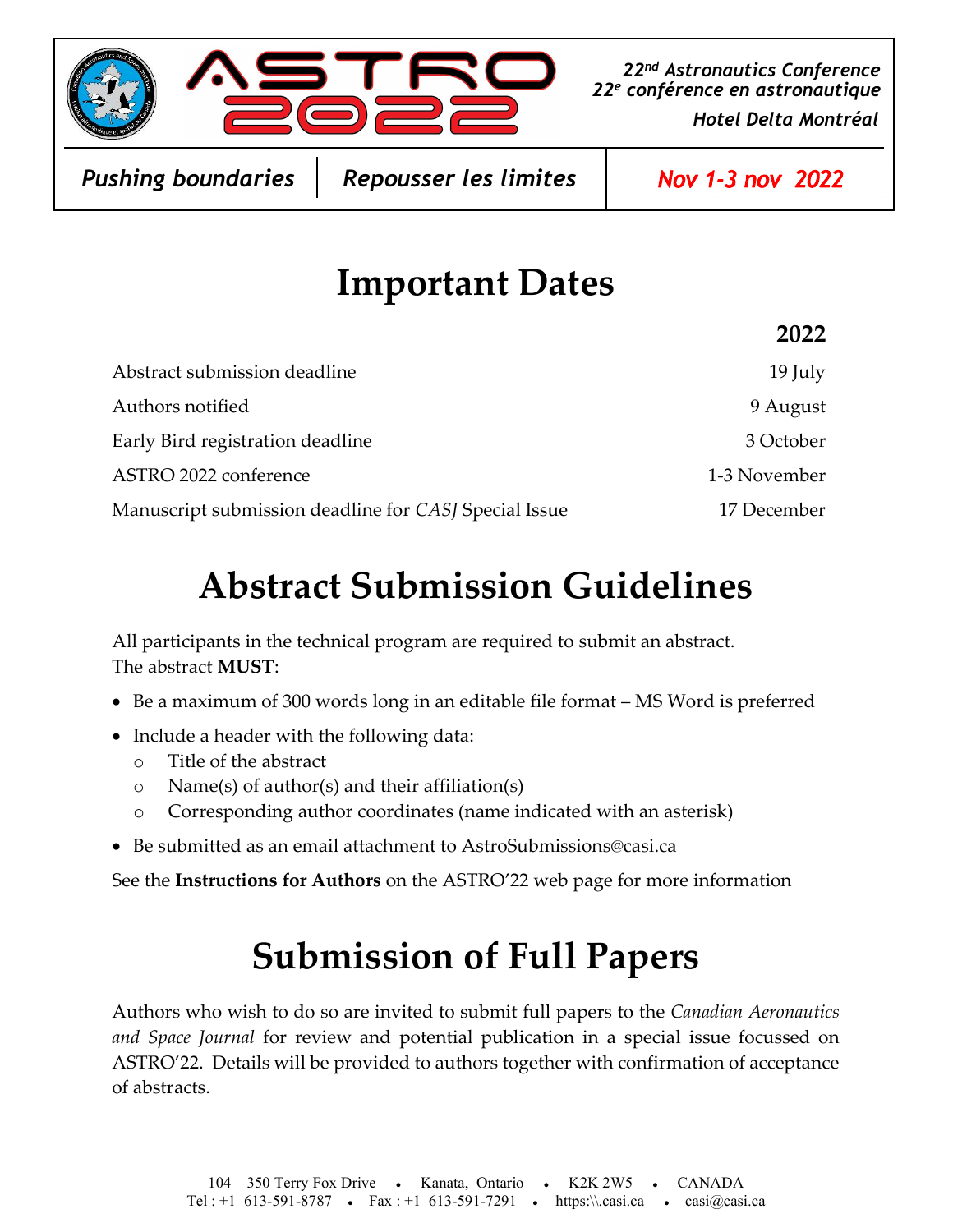ASTRO 2022

*22nd Astronautics Conference*
*22e conférence en astronautique*
*Hotel Delta Montréal*

| *Pushing boundaries* | *Repousser les limites* | *Nov 1-3 nov 2022* |
|---|---|---|

# Important Dates

| | **2022** |
|---|---|
| Abstract submission deadline | 19 July |
| Authors notified | 9 August |
| Early Bird registration deadline | 3 October |
| ASTRO 2022 conference | 1-3 November |
| Manuscript submission deadline for *CASJ* Special Issue | 17 December |

# Abstract Submission Guidelines

All participants in the technical program are required to submit an abstract.
The abstract **MUST**:

- Be a maximum of 300 words long in an editable file format – MS Word is preferred
- Include a header with the following data:
  - Title of the abstract
  - Name(s) of author(s) and their affiliation(s)
  - Corresponding author coordinates (name indicated with an asterisk)
- Be submitted as an email attachment to AstroSubmissions@casi.ca

See the **Instructions for Authors** on the ASTRO'22 web page for more information

# Submission of Full Papers

Authors who wish to do so are invited to submit full papers to the *Canadian Aeronautics and Space Journal* for review and potential publication in a special issue focussed on ASTRO'22. Details will be provided to authors together with confirmation of acceptance of abstracts.

104 – 350 Terry Fox Drive • Kanata, Ontario • K2K 2W5 • CANADA
Tel : +1 613-591-8787 • Fax : +1 613-591-7291 • https:\\.casi.ca • casi@casi.ca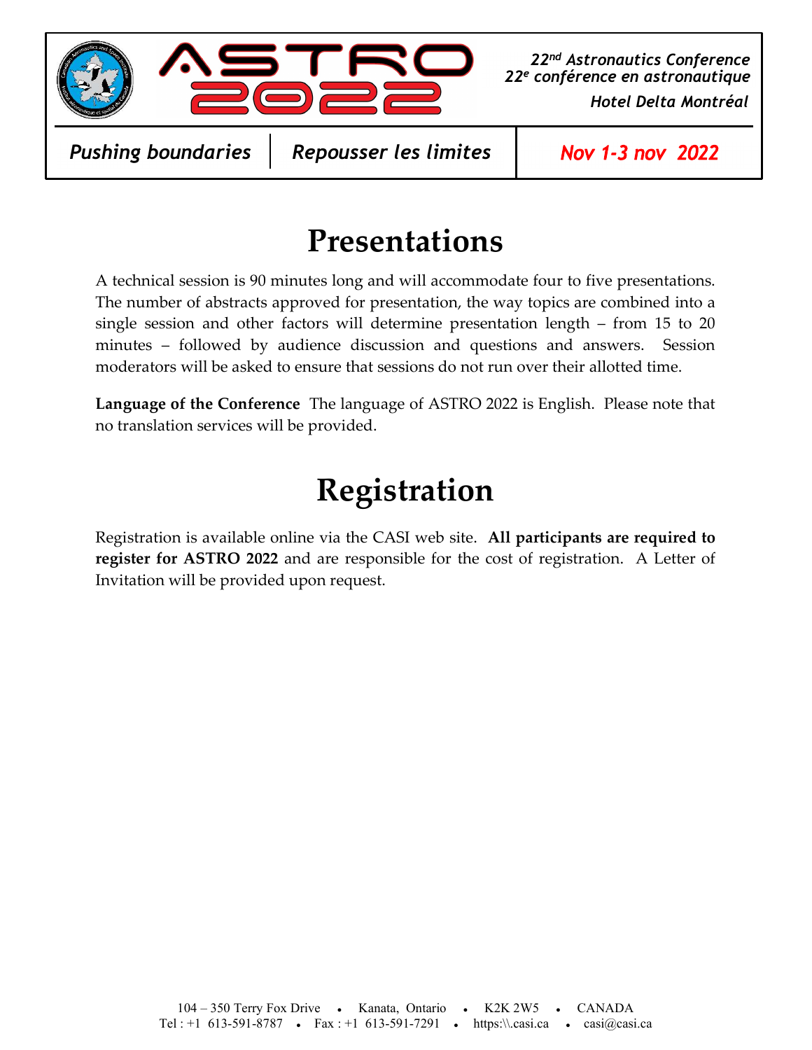# Presentations

A technical session is 90 minutes long and will accommodate four to five presentations. The number of abstracts approved for presentation, the way topics are combined into a single session and other factors will determine presentation length – from 15 to 20 minutes – followed by audience discussion and questions and answers. Session moderators will be asked to ensure that sessions do not run over their allotted time.

**Language of the Conference** The language of ASTRO 2022 is English. Please note that no translation services will be provided.

# Registration

Registration is available online via the CASI web site. **All participants are required to register for ASTRO 2022** and are responsible for the cost of registration. A Letter of Invitation will be provided upon request.